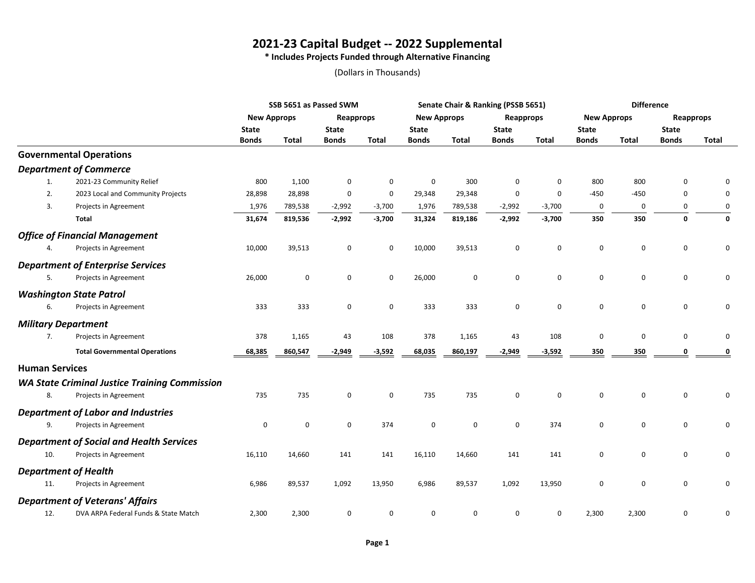# 2021-23 Capital Budget -- 2022 Supplemental

**\* Includes Projects Funded through Alternative Financing**

(Dollars in Thousands)

| | | SSB 5651 as Passed SWM | | | | Senate Chair & Ranking (PSSB 5651) | | | | Difference | | | |
|---|---|---|---|---|---|---|---|---|---|---|---|---|---|
| | | New Approps | | Reapprops | | New Approps | | Reapprops | | New Approps | | Reapprops | |
| | | State Bonds | Total | State Bonds | Total | State Bonds | Total | State Bonds | Total | State Bonds | Total | State Bonds | Total |
| **Governmental Operations** | | | | | | | | | | | | | |
| ***Department of Commerce*** | | | | | | | | | | | | | |
| 1. | 2021-23 Community Relief | 800 | 1,100 | 0 | 0 | 0 | 300 | 0 | 0 | 800 | 800 | 0 | 0 |
| 2. | 2023 Local and Community Projects | 28,898 | 28,898 | 0 | 0 | 29,348 | 29,348 | 0 | 0 | -450 | -450 | 0 | 0 |
| 3. | Projects in Agreement | 1,976 | 789,538 | -2,992 | -3,700 | 1,976 | 789,538 | -2,992 | -3,700 | 0 | 0 | 0 | 0 |
| | **Total** | **31,674** | **819,536** | **-2,992** | **-3,700** | **31,324** | **819,186** | **-2,992** | **-3,700** | **350** | **350** | **0** | **0** |
| ***Office of Financial Management*** | | | | | | | | | | | | | |
| 4. | Projects in Agreement | 10,000 | 39,513 | 0 | 0 | 10,000 | 39,513 | 0 | 0 | 0 | 0 | 0 | 0 |
| ***Department of Enterprise Services*** | | | | | | | | | | | | | |
| 5. | Projects in Agreement | 26,000 | 0 | 0 | 0 | 26,000 | 0 | 0 | 0 | 0 | 0 | 0 | 0 |
| ***Washington State Patrol*** | | | | | | | | | | | | | |
| 6. | Projects in Agreement | 333 | 333 | 0 | 0 | 333 | 333 | 0 | 0 | 0 | 0 | 0 | 0 |
| ***Military Department*** | | | | | | | | | | | | | |
| 7. | Projects in Agreement | 378 | 1,165 | 43 | 108 | 378 | 1,165 | 43 | 108 | 0 | 0 | 0 | 0 |
| | **Total Governmental Operations** | **68,385** | **860,547** | **-2,949** | **-3,592** | **68,035** | **860,197** | **-2,949** | **-3,592** | **350** | **350** | **0** | **0** |
| **Human Services** | | | | | | | | | | | | | |
| ***WA State Criminal Justice Training Commission*** | | | | | | | | | | | | | |
| 8. | Projects in Agreement | 735 | 735 | 0 | 0 | 735 | 735 | 0 | 0 | 0 | 0 | 0 | 0 |
| ***Department of Labor and Industries*** | | | | | | | | | | | | | |
| 9. | Projects in Agreement | 0 | 0 | 0 | 374 | 0 | 0 | 0 | 374 | 0 | 0 | 0 | 0 |
| ***Department of Social and Health Services*** | | | | | | | | | | | | | |
| 10. | Projects in Agreement | 16,110 | 14,660 | 141 | 141 | 16,110 | 14,660 | 141 | 141 | 0 | 0 | 0 | 0 |
| ***Department of Health*** | | | | | | | | | | | | | |
| 11. | Projects in Agreement | 6,986 | 89,537 | 1,092 | 13,950 | 6,986 | 89,537 | 1,092 | 13,950 | 0 | 0 | 0 | 0 |
| ***Department of Veterans' Affairs*** | | | | | | | | | | | | | |
| 12. | DVA ARPA Federal Funds & State Match | 2,300 | 2,300 | 0 | 0 | 0 | 0 | 0 | 0 | 2,300 | 2,300 | 0 | 0 |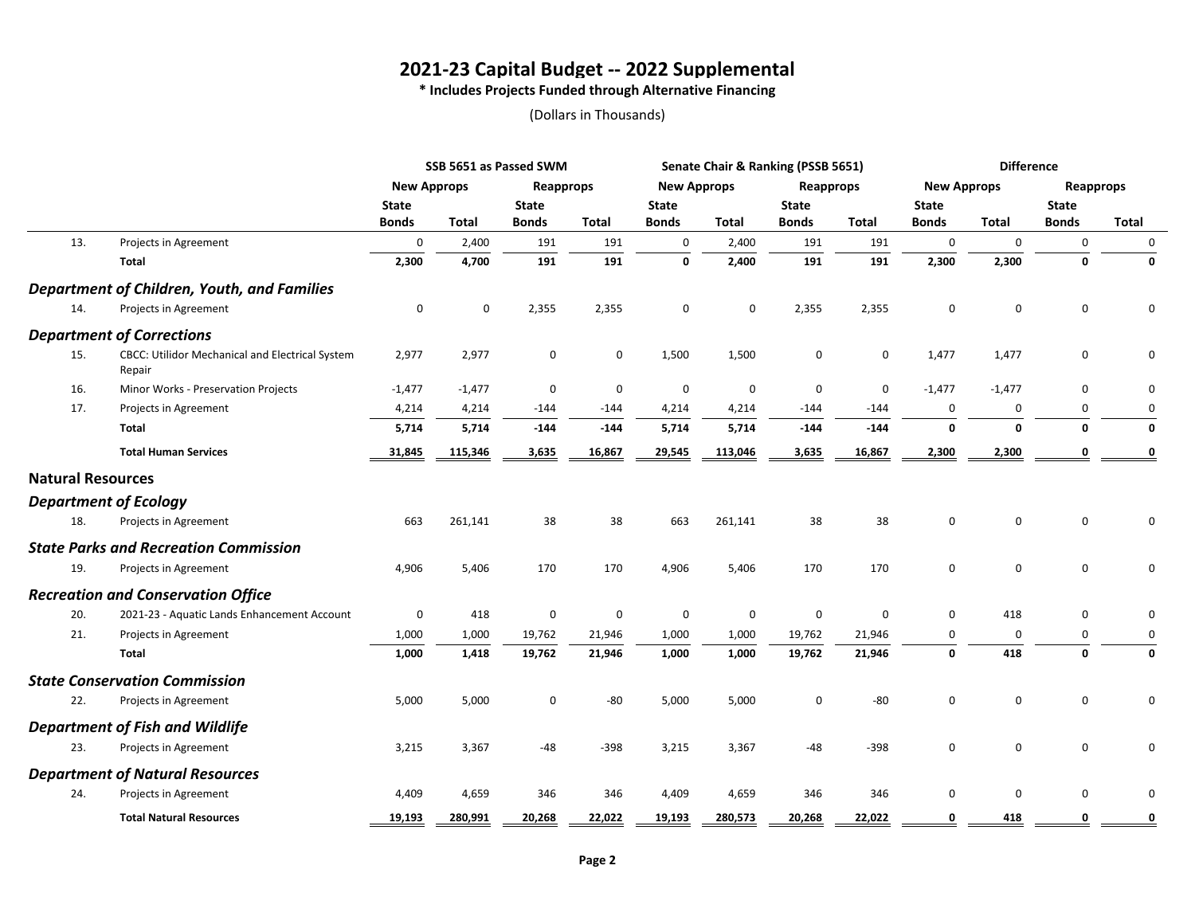# 2021-23 Capital Budget -- 2022 Supplemental

**\* Includes Projects Funded through Alternative Financing**

(Dollars in Thousands)

| | | SSB 5651 as Passed SWM | | | | Senate Chair & Ranking (PSSB 5651) | | | | Difference | | | |
|---|---|---|---|---|---|---|---|---|---|---|---|---|---|
| | | New Approps | | Reapprops | | New Approps | | Reapprops | | New Approps | | Reapprops | |
| | | State Bonds | Total | State Bonds | Total | State Bonds | Total | State Bonds | Total | State Bonds | Total | State Bonds | Total |
| 13. | Projects in Agreement | 0 | 2,400 | 191 | 191 | 0 | 2,400 | 191 | 191 | 0 | 0 | 0 | 0 |
| | **Total** | **2,300** | **4,700** | **191** | **191** | **0** | **2,400** | **191** | **191** | **2,300** | **2,300** | **0** | **0** |
| ***Department of Children, Youth, and Families*** | | | | | | | | | | | | | |
| 14. | Projects in Agreement | 0 | 0 | 2,355 | 2,355 | 0 | 0 | 2,355 | 2,355 | 0 | 0 | 0 | 0 |
| ***Department of Corrections*** | | | | | | | | | | | | | |
| 15. | CBCC: Utilidor Mechanical and Electrical System Repair | 2,977 | 2,977 | 0 | 0 | 1,500 | 1,500 | 0 | 0 | 1,477 | 1,477 | 0 | 0 |
| 16. | Minor Works - Preservation Projects | -1,477 | -1,477 | 0 | 0 | 0 | 0 | 0 | 0 | -1,477 | -1,477 | 0 | 0 |
| 17. | Projects in Agreement | 4,214 | 4,214 | -144 | -144 | 4,214 | 4,214 | -144 | -144 | 0 | 0 | 0 | 0 |
| | **Total** | **5,714** | **5,714** | **-144** | **-144** | **5,714** | **5,714** | **-144** | **-144** | **0** | **0** | **0** | **0** |
| | **Total Human Services** | **31,845** | **115,346** | **3,635** | **16,867** | **29,545** | **113,046** | **3,635** | **16,867** | **2,300** | **2,300** | **0** | **0** |
| **Natural Resources** | | | | | | | | | | | | | |
| ***Department of Ecology*** | | | | | | | | | | | | | |
| 18. | Projects in Agreement | 663 | 261,141 | 38 | 38 | 663 | 261,141 | 38 | 38 | 0 | 0 | 0 | 0 |
| ***State Parks and Recreation Commission*** | | | | | | | | | | | | | |
| 19. | Projects in Agreement | 4,906 | 5,406 | 170 | 170 | 4,906 | 5,406 | 170 | 170 | 0 | 0 | 0 | 0 |
| ***Recreation and Conservation Office*** | | | | | | | | | | | | | |
| 20. | 2021-23 - Aquatic Lands Enhancement Account | 0 | 418 | 0 | 0 | 0 | 0 | 0 | 0 | 0 | 418 | 0 | 0 |
| 21. | Projects in Agreement | 1,000 | 1,000 | 19,762 | 21,946 | 1,000 | 1,000 | 19,762 | 21,946 | 0 | 0 | 0 | 0 |
| | **Total** | **1,000** | **1,418** | **19,762** | **21,946** | **1,000** | **1,000** | **19,762** | **21,946** | **0** | **418** | **0** | **0** |
| ***State Conservation Commission*** | | | | | | | | | | | | | |
| 22. | Projects in Agreement | 5,000 | 5,000 | 0 | -80 | 5,000 | 5,000 | 0 | -80 | 0 | 0 | 0 | 0 |
| ***Department of Fish and Wildlife*** | | | | | | | | | | | | | |
| 23. | Projects in Agreement | 3,215 | 3,367 | -48 | -398 | 3,215 | 3,367 | -48 | -398 | 0 | 0 | 0 | 0 |
| ***Department of Natural Resources*** | | | | | | | | | | | | | |
| 24. | Projects in Agreement | 4,409 | 4,659 | 346 | 346 | 4,409 | 4,659 | 346 | 346 | 0 | 0 | 0 | 0 |
| | **Total Natural Resources** | **19,193** | **280,991** | **20,268** | **22,022** | **19,193** | **280,573** | **20,268** | **22,022** | **0** | **418** | **0** | **0** |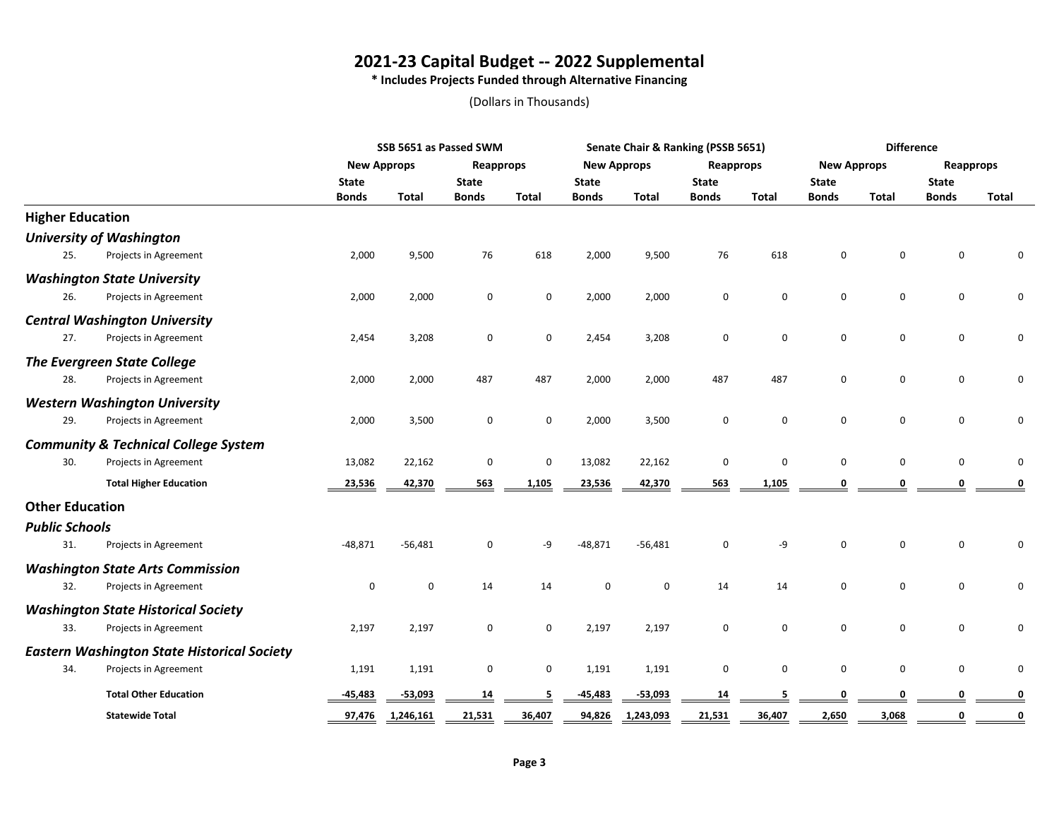# 2021-23 Capital Budget -- 2022 Supplemental

**\* Includes Projects Funded through Alternative Financing**

(Dollars in Thousands)

| | | SSB 5651 as Passed SWM | | | | Senate Chair & Ranking (PSSB 5651) | | | | Difference | | | |
|---|---|---|---|---|---|---|---|---|---|---|---|---|---|
| | | New Approps | | Reapprops | | New Approps | | Reapprops | | New Approps | | Reapprops | |
| | | State Bonds | Total | State Bonds | Total | State Bonds | Total | State Bonds | Total | State Bonds | Total | State Bonds | Total |
| **Higher Education** | | | | | | | | | | | | | |
| ***University of Washington*** | | | | | | | | | | | | | |
| 25. | Projects in Agreement | 2,000 | 9,500 | 76 | 618 | 2,000 | 9,500 | 76 | 618 | 0 | 0 | 0 | 0 |
| ***Washington State University*** | | | | | | | | | | | | | |
| 26. | Projects in Agreement | 2,000 | 2,000 | 0 | 0 | 2,000 | 2,000 | 0 | 0 | 0 | 0 | 0 | 0 |
| ***Central Washington University*** | | | | | | | | | | | | | |
| 27. | Projects in Agreement | 2,454 | 3,208 | 0 | 0 | 2,454 | 3,208 | 0 | 0 | 0 | 0 | 0 | 0 |
| ***The Evergreen State College*** | | | | | | | | | | | | | |
| 28. | Projects in Agreement | 2,000 | 2,000 | 487 | 487 | 2,000 | 2,000 | 487 | 487 | 0 | 0 | 0 | 0 |
| ***Western Washington University*** | | | | | | | | | | | | | |
| 29. | Projects in Agreement | 2,000 | 3,500 | 0 | 0 | 2,000 | 3,500 | 0 | 0 | 0 | 0 | 0 | 0 |
| ***Community & Technical College System*** | | | | | | | | | | | | | |
| 30. | Projects in Agreement | 13,082 | 22,162 | 0 | 0 | 13,082 | 22,162 | 0 | 0 | 0 | 0 | 0 | 0 |
| | **Total Higher Education** | **23,536** | **42,370** | **563** | **1,105** | **23,536** | **42,370** | **563** | **1,105** | **0** | **0** | **0** | **0** |
| **Other Education** | | | | | | | | | | | | | |
| ***Public Schools*** | | | | | | | | | | | | | |
| 31. | Projects in Agreement | -48,871 | -56,481 | 0 | -9 | -48,871 | -56,481 | 0 | -9 | 0 | 0 | 0 | 0 |
| ***Washington State Arts Commission*** | | | | | | | | | | | | | |
| 32. | Projects in Agreement | 0 | 0 | 14 | 14 | 0 | 0 | 14 | 14 | 0 | 0 | 0 | 0 |
| ***Washington State Historical Society*** | | | | | | | | | | | | | |
| 33. | Projects in Agreement | 2,197 | 2,197 | 0 | 0 | 2,197 | 2,197 | 0 | 0 | 0 | 0 | 0 | 0 |
| ***Eastern Washington State Historical Society*** | | | | | | | | | | | | | |
| 34. | Projects in Agreement | 1,191 | 1,191 | 0 | 0 | 1,191 | 1,191 | 0 | 0 | 0 | 0 | 0 | 0 |
| | **Total Other Education** | **-45,483** | **-53,093** | **14** | **5** | **-45,483** | **-53,093** | **14** | **5** | **0** | **0** | **0** | **0** |
| | **Statewide Total** | **97,476** | **1,246,161** | **21,531** | **36,407** | **94,826** | **1,243,093** | **21,531** | **36,407** | **2,650** | **3,068** | **0** | **0** |